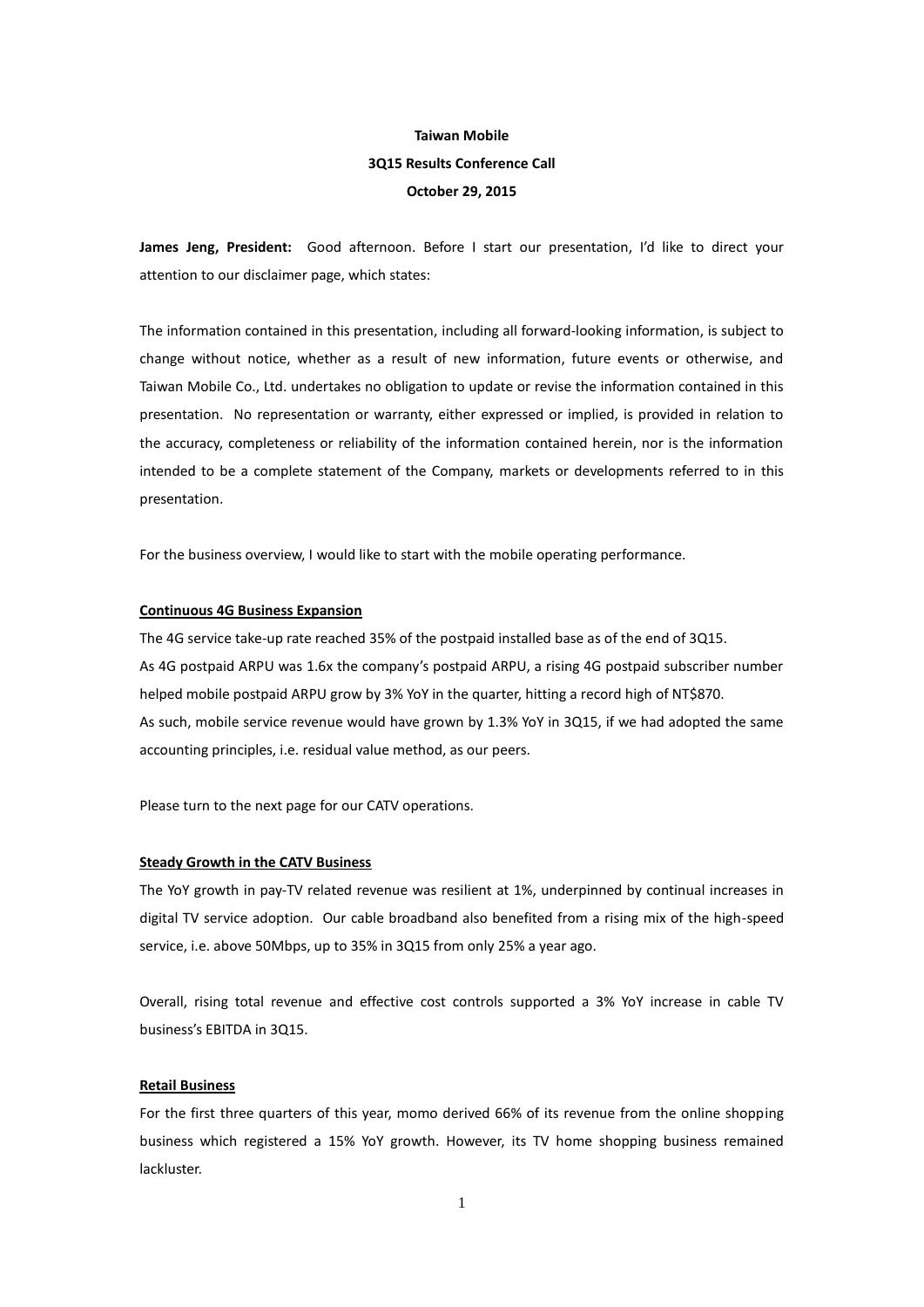**Taiwan Mobile**

**3Q15 Results Conference Call**

**October 29, 2015**

**James Jeng, President:** Good afternoon. Before I start our presentation, I'd like to direct your attention to our disclaimer page, which states:

The information contained in this presentation, including all forward-looking information, is subject to change without notice, whether as a result of new information, future events or otherwise, and Taiwan Mobile Co., Ltd. undertakes no obligation to update or revise the information contained in this presentation. No representation or warranty, either expressed or implied, is provided in relation to the accuracy, completeness or reliability of the information contained herein, nor is the information intended to be a complete statement of the Company, markets or developments referred to in this presentation.

For the business overview, I would like to start with the mobile operating performance.

**Continuous 4G Business Expansion**

The 4G service take-up rate reached 35% of the postpaid installed base as of the end of 3Q15.
As 4G postpaid ARPU was 1.6x the company's postpaid ARPU, a rising 4G postpaid subscriber number helped mobile postpaid ARPU grow by 3% YoY in the quarter, hitting a record high of NT$870.
As such, mobile service revenue would have grown by 1.3% YoY in 3Q15, if we had adopted the same accounting principles, i.e. residual value method, as our peers.

Please turn to the next page for our CATV operations.

**Steady Growth in the CATV Business**

The YoY growth in pay-TV related revenue was resilient at 1%, underpinned by continual increases in digital TV service adoption. Our cable broadband also benefited from a rising mix of the high-speed service, i.e. above 50Mbps, up to 35% in 3Q15 from only 25% a year ago.

Overall, rising total revenue and effective cost controls supported a 3% YoY increase in cable TV business's EBITDA in 3Q15.

**Retail Business**

For the first three quarters of this year, momo derived 66% of its revenue from the online shopping business which registered a 15% YoY growth. However, its TV home shopping business remained lackluster.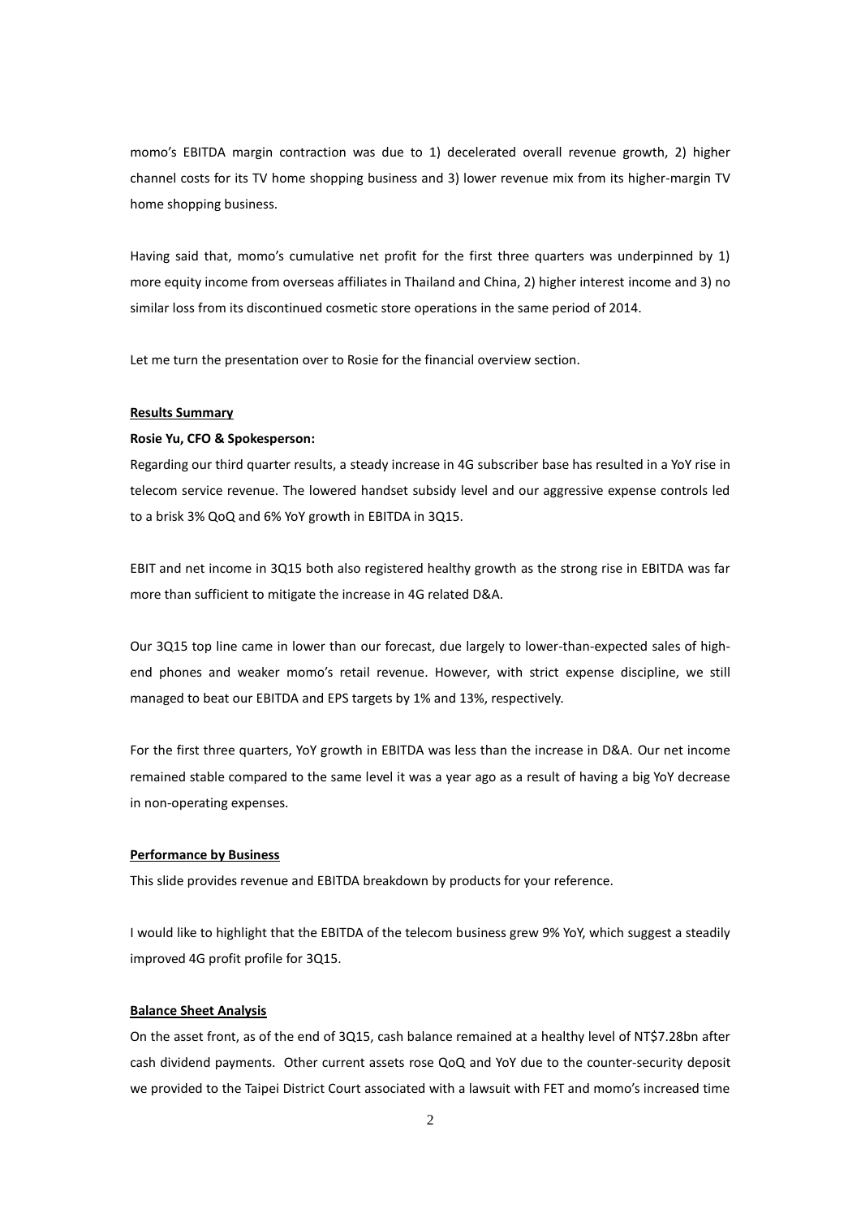momo's EBITDA margin contraction was due to 1) decelerated overall revenue growth, 2) higher channel costs for its TV home shopping business and 3) lower revenue mix from its higher-margin TV home shopping business.

Having said that, momo's cumulative net profit for the first three quarters was underpinned by 1) more equity income from overseas affiliates in Thailand and China, 2) higher interest income and 3) no similar loss from its discontinued cosmetic store operations in the same period of 2014.

Let me turn the presentation over to Rosie for the financial overview section.

**Results Summary**

**Rosie Yu, CFO & Spokesperson:**

Regarding our third quarter results, a steady increase in 4G subscriber base has resulted in a YoY rise in telecom service revenue. The lowered handset subsidy level and our aggressive expense controls led to a brisk 3% QoQ and 6% YoY growth in EBITDA in 3Q15.

EBIT and net income in 3Q15 both also registered healthy growth as the strong rise in EBITDA was far more than sufficient to mitigate the increase in 4G related D&A.

Our 3Q15 top line came in lower than our forecast, due largely to lower-than-expected sales of high-end phones and weaker momo's retail revenue. However, with strict expense discipline, we still managed to beat our EBITDA and EPS targets by 1% and 13%, respectively.

For the first three quarters, YoY growth in EBITDA was less than the increase in D&A. Our net income remained stable compared to the same level it was a year ago as a result of having a big YoY decrease in non-operating expenses.

**Performance by Business**

This slide provides revenue and EBITDA breakdown by products for your reference.

I would like to highlight that the EBITDA of the telecom business grew 9% YoY, which suggest a steadily improved 4G profit profile for 3Q15.

**Balance Sheet Analysis**

On the asset front, as of the end of 3Q15, cash balance remained at a healthy level of NT$7.28bn after cash dividend payments. Other current assets rose QoQ and YoY due to the counter-security deposit we provided to the Taipei District Court associated with a lawsuit with FET and momo's increased time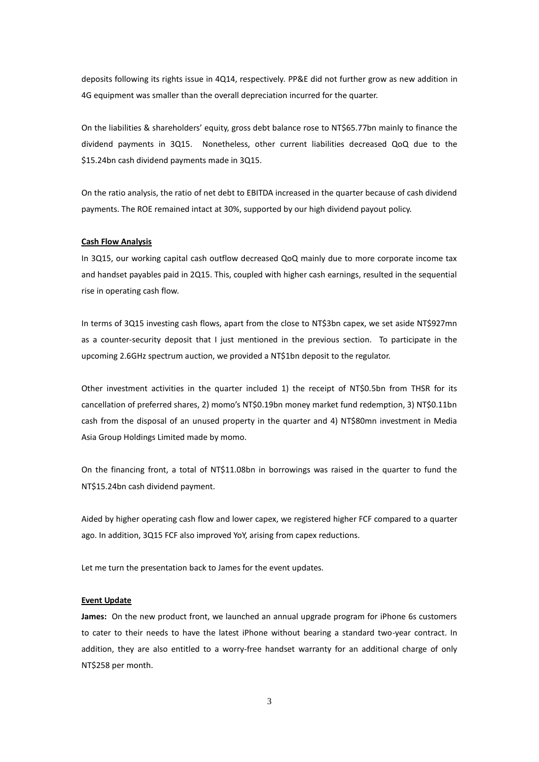deposits following its rights issue in 4Q14, respectively. PP&E did not further grow as new addition in 4G equipment was smaller than the overall depreciation incurred for the quarter.

On the liabilities & shareholders' equity, gross debt balance rose to NT$65.77bn mainly to finance the dividend payments in 3Q15. Nonetheless, other current liabilities decreased QoQ due to the $15.24bn cash dividend payments made in 3Q15.

On the ratio analysis, the ratio of net debt to EBITDA increased in the quarter because of cash dividend payments. The ROE remained intact at 30%, supported by our high dividend payout policy.

**Cash Flow Analysis**

In 3Q15, our working capital cash outflow decreased QoQ mainly due to more corporate income tax and handset payables paid in 2Q15. This, coupled with higher cash earnings, resulted in the sequential rise in operating cash flow.

In terms of 3Q15 investing cash flows, apart from the close to NT$3bn capex, we set aside NT$927mn as a counter-security deposit that I just mentioned in the previous section. To participate in the upcoming 2.6GHz spectrum auction, we provided a NT$1bn deposit to the regulator.

Other investment activities in the quarter included 1) the receipt of NT$0.5bn from THSR for its cancellation of preferred shares, 2) momo's NT$0.19bn money market fund redemption, 3) NT$0.11bn cash from the disposal of an unused property in the quarter and 4) NT$80mn investment in Media Asia Group Holdings Limited made by momo.

On the financing front, a total of NT$11.08bn in borrowings was raised in the quarter to fund the NT$15.24bn cash dividend payment.

Aided by higher operating cash flow and lower capex, we registered higher FCF compared to a quarter ago. In addition, 3Q15 FCF also improved YoY, arising from capex reductions.

Let me turn the presentation back to James for the event updates.

**Event Update**

**James:** On the new product front, we launched an annual upgrade program for iPhone 6s customers to cater to their needs to have the latest iPhone without bearing a standard two-year contract. In addition, they are also entitled to a worry-free handset warranty for an additional charge of only NT$258 per month.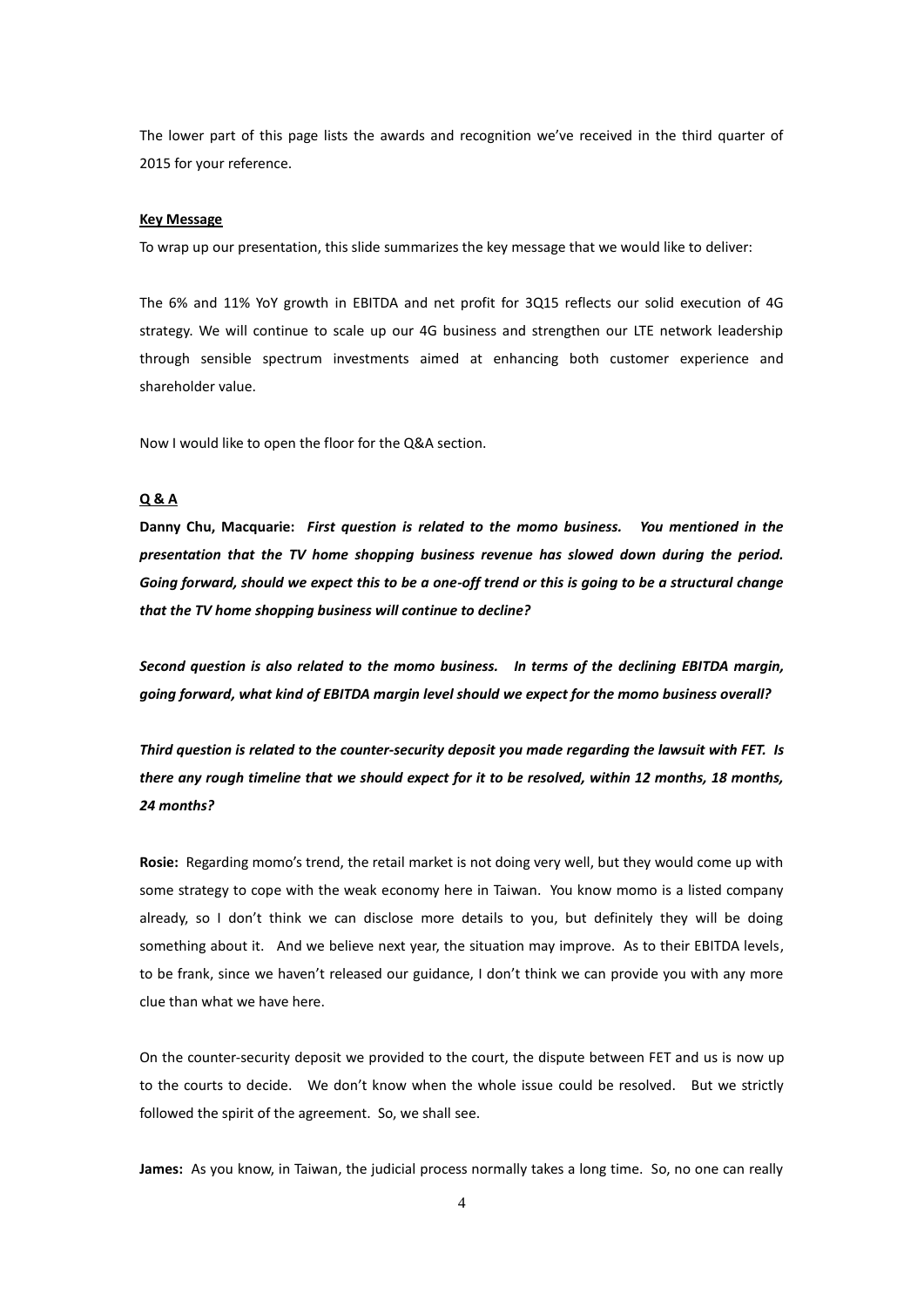The lower part of this page lists the awards and recognition we've received in the third quarter of 2015 for your reference.

**Key Message**

To wrap up our presentation, this slide summarizes the key message that we would like to deliver:

The 6% and 11% YoY growth in EBITDA and net profit for 3Q15 reflects our solid execution of 4G strategy. We will continue to scale up our 4G business and strengthen our LTE network leadership through sensible spectrum investments aimed at enhancing both customer experience and shareholder value.

Now I would like to open the floor for the Q&A section.

**Q & A**

**Danny Chu, Macquarie:** ***First question is related to the momo business. You mentioned in the presentation that the TV home shopping business revenue has slowed down during the period. Going forward, should we expect this to be a one-off trend or this is going to be a structural change that the TV home shopping business will continue to decline?***

***Second question is also related to the momo business. In terms of the declining EBITDA margin, going forward, what kind of EBITDA margin level should we expect for the momo business overall?***

***Third question is related to the counter-security deposit you made regarding the lawsuit with FET. Is there any rough timeline that we should expect for it to be resolved, within 12 months, 18 months, 24 months?***

**Rosie:** Regarding momo's trend, the retail market is not doing very well, but they would come up with some strategy to cope with the weak economy here in Taiwan. You know momo is a listed company already, so I don't think we can disclose more details to you, but definitely they will be doing something about it. And we believe next year, the situation may improve. As to their EBITDA levels, to be frank, since we haven't released our guidance, I don't think we can provide you with any more clue than what we have here.

On the counter-security deposit we provided to the court, the dispute between FET and us is now up to the courts to decide. We don't know when the whole issue could be resolved. But we strictly followed the spirit of the agreement. So, we shall see.

**James:** As you know, in Taiwan, the judicial process normally takes a long time. So, no one can really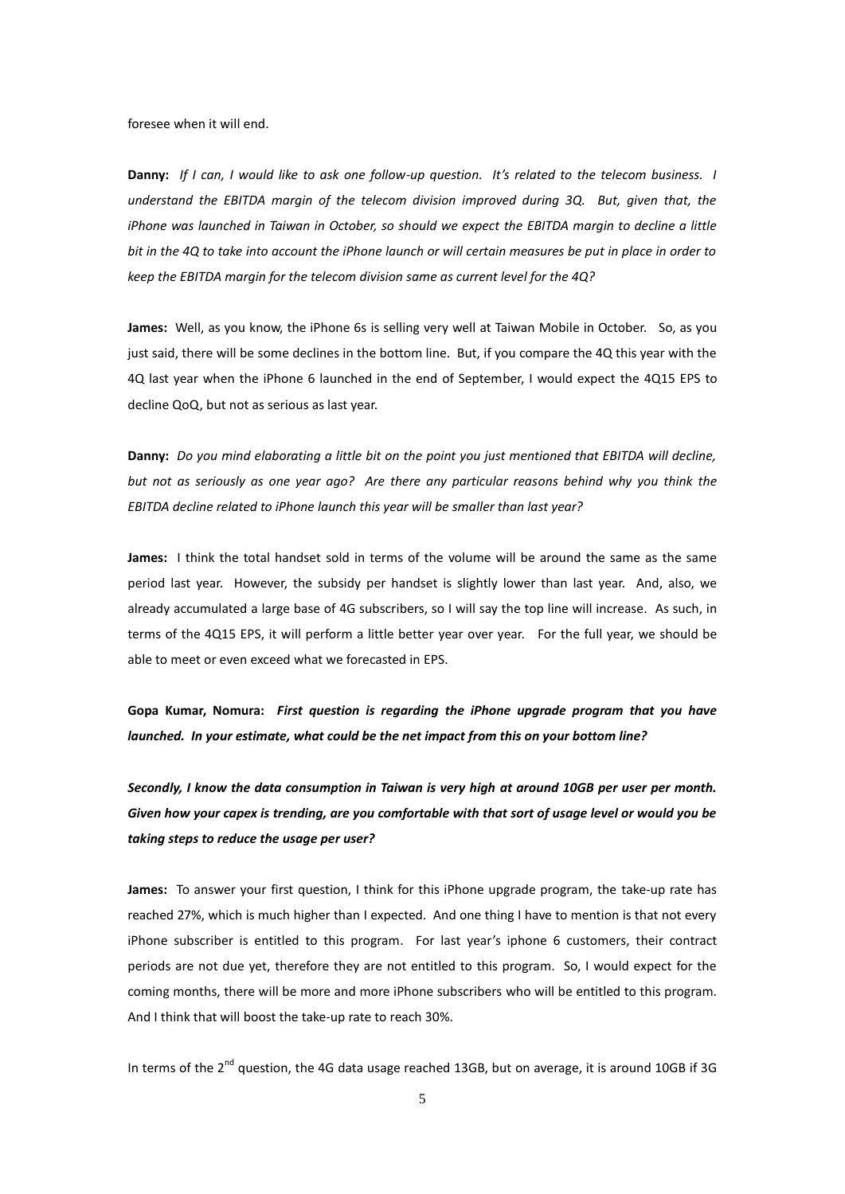foresee when it will end.

**Danny:** *If I can, I would like to ask one follow-up question. It's related to the telecom business. I understand the EBITDA margin of the telecom division improved during 3Q. But, given that, the iPhone was launched in Taiwan in October, so should we expect the EBITDA margin to decline a little bit in the 4Q to take into account the iPhone launch or will certain measures be put in place in order to keep the EBITDA margin for the telecom division same as current level for the 4Q?*

**James:** Well, as you know, the iPhone 6s is selling very well at Taiwan Mobile in October. So, as you just said, there will be some declines in the bottom line. But, if you compare the 4Q this year with the 4Q last year when the iPhone 6 launched in the end of September, I would expect the 4Q15 EPS to decline QoQ, but not as serious as last year.

**Danny:** *Do you mind elaborating a little bit on the point you just mentioned that EBITDA will decline, but not as seriously as one year ago? Are there any particular reasons behind why you think the EBITDA decline related to iPhone launch this year will be smaller than last year?*

**James:** I think the total handset sold in terms of the volume will be around the same as the same period last year. However, the subsidy per handset is slightly lower than last year. And, also, we already accumulated a large base of 4G subscribers, so I will say the top line will increase. As such, in terms of the 4Q15 EPS, it will perform a little better year over year. For the full year, we should be able to meet or even exceed what we forecasted in EPS.

**Gopa Kumar, Nomura:** ***First question is regarding the iPhone upgrade program that you have launched. In your estimate, what could be the net impact from this on your bottom line?***

***Secondly, I know the data consumption in Taiwan is very high at around 10GB per user per month. Given how your capex is trending, are you comfortable with that sort of usage level or would you be taking steps to reduce the usage per user?***

**James:** To answer your first question, I think for this iPhone upgrade program, the take-up rate has reached 27%, which is much higher than I expected. And one thing I have to mention is that not every iPhone subscriber is entitled to this program. For last year's iphone 6 customers, their contract periods are not due yet, therefore they are not entitled to this program. So, I would expect for the coming months, there will be more and more iPhone subscribers who will be entitled to this program. And I think that will boost the take-up rate to reach 30%.

In terms of the 2nd question, the 4G data usage reached 13GB, but on average, it is around 10GB if 3G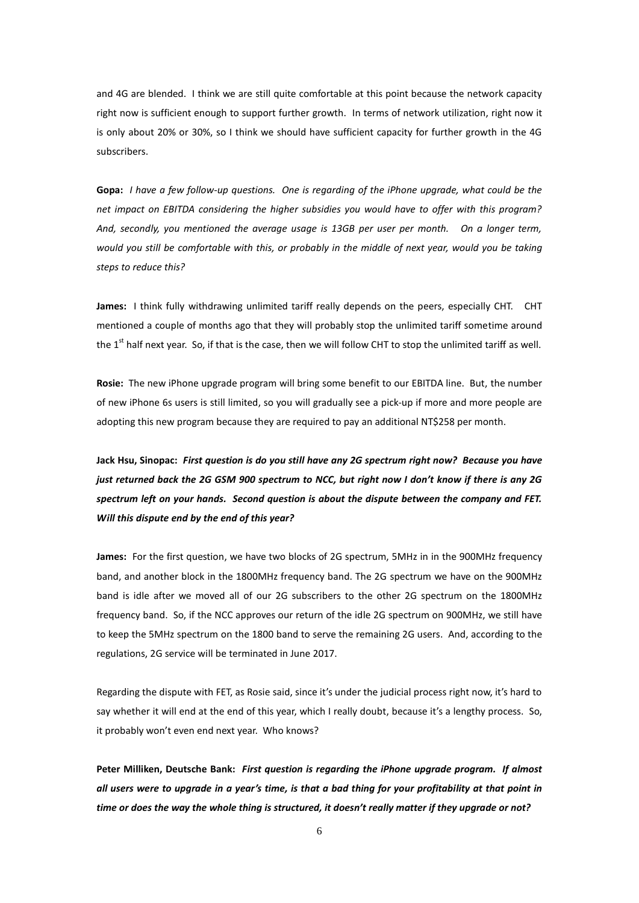and 4G are blended. I think we are still quite comfortable at this point because the network capacity right now is sufficient enough to support further growth. In terms of network utilization, right now it is only about 20% or 30%, so I think we should have sufficient capacity for further growth in the 4G subscribers.

**Gopa:** *I have a few follow-up questions. One is regarding of the iPhone upgrade, what could be the net impact on EBITDA considering the higher subsidies you would have to offer with this program? And, secondly, you mentioned the average usage is 13GB per user per month. On a longer term, would you still be comfortable with this, or probably in the middle of next year, would you be taking steps to reduce this?*

**James:** I think fully withdrawing unlimited tariff really depends on the peers, especially CHT. CHT mentioned a couple of months ago that they will probably stop the unlimited tariff sometime around the 1st half next year. So, if that is the case, then we will follow CHT to stop the unlimited tariff as well.

**Rosie:** The new iPhone upgrade program will bring some benefit to our EBITDA line. But, the number of new iPhone 6s users is still limited, so you will gradually see a pick-up if more and more people are adopting this new program because they are required to pay an additional NT$258 per month.

**Jack Hsu, Sinopac:** ***First question is do you still have any 2G spectrum right now? Because you have just returned back the 2G GSM 900 spectrum to NCC, but right now I don't know if there is any 2G spectrum left on your hands. Second question is about the dispute between the company and FET. Will this dispute end by the end of this year?***

**James:** For the first question, we have two blocks of 2G spectrum, 5MHz in in the 900MHz frequency band, and another block in the 1800MHz frequency band. The 2G spectrum we have on the 900MHz band is idle after we moved all of our 2G subscribers to the other 2G spectrum on the 1800MHz frequency band. So, if the NCC approves our return of the idle 2G spectrum on 900MHz, we still have to keep the 5MHz spectrum on the 1800 band to serve the remaining 2G users. And, according to the regulations, 2G service will be terminated in June 2017.

Regarding the dispute with FET, as Rosie said, since it's under the judicial process right now, it's hard to say whether it will end at the end of this year, which I really doubt, because it's a lengthy process. So, it probably won't even end next year. Who knows?

**Peter Milliken, Deutsche Bank:** ***First question is regarding the iPhone upgrade program. If almost all users were to upgrade in a year's time, is that a bad thing for your profitability at that point in time or does the way the whole thing is structured, it doesn't really matter if they upgrade or not?***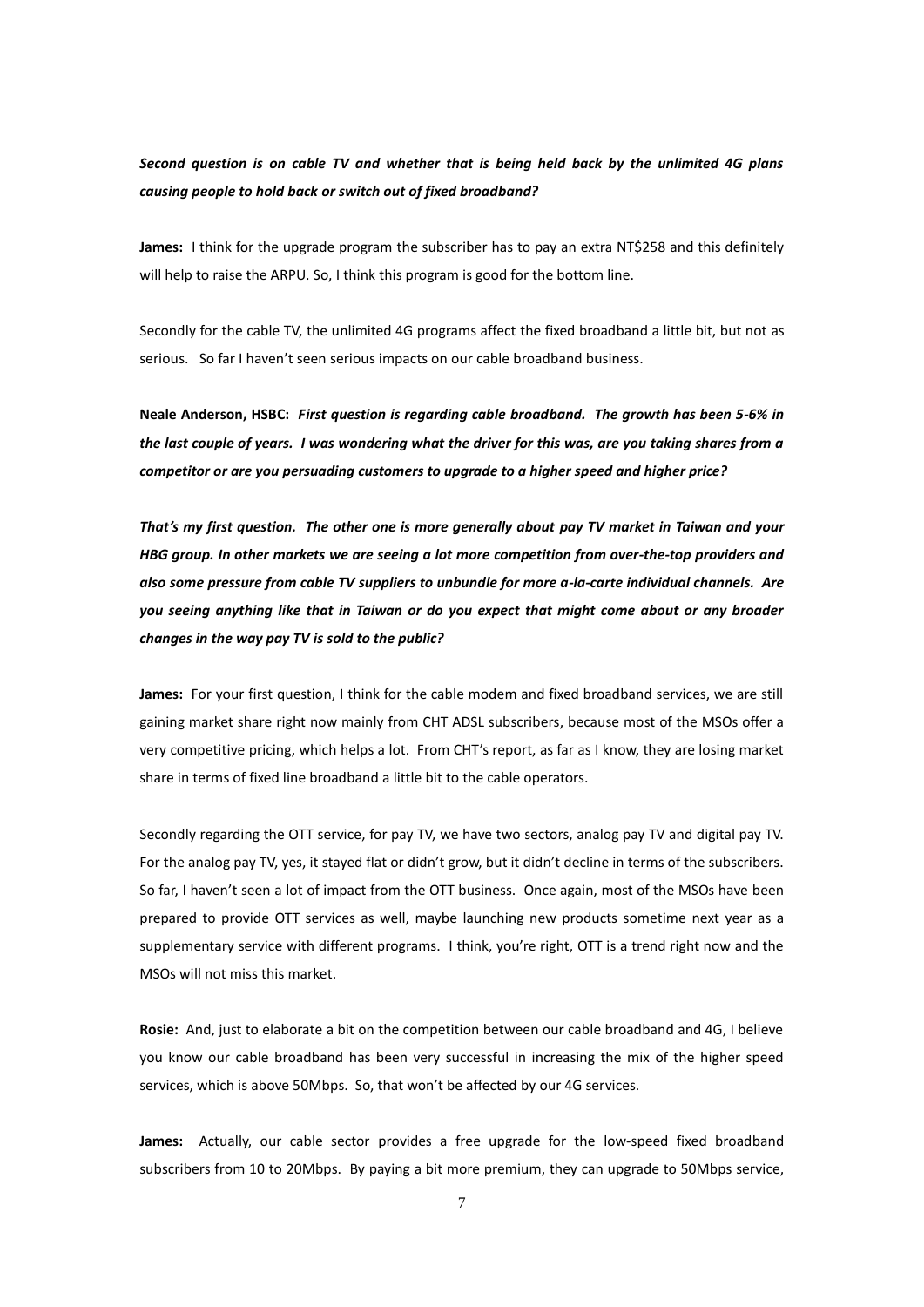***Second question is on cable TV and whether that is being held back by the unlimited 4G plans causing people to hold back or switch out of fixed broadband?***

**James:** I think for the upgrade program the subscriber has to pay an extra NT$258 and this definitely will help to raise the ARPU. So, I think this program is good for the bottom line.

Secondly for the cable TV, the unlimited 4G programs affect the fixed broadband a little bit, but not as serious. So far I haven't seen serious impacts on our cable broadband business.

**Neale Anderson, HSBC:** ***First question is regarding cable broadband. The growth has been 5-6% in the last couple of years. I was wondering what the driver for this was, are you taking shares from a competitor or are you persuading customers to upgrade to a higher speed and higher price?***

***That's my first question. The other one is more generally about pay TV market in Taiwan and your HBG group. In other markets we are seeing a lot more competition from over-the-top providers and also some pressure from cable TV suppliers to unbundle for more a-la-carte individual channels. Are you seeing anything like that in Taiwan or do you expect that might come about or any broader changes in the way pay TV is sold to the public?***

**James:** For your first question, I think for the cable modem and fixed broadband services, we are still gaining market share right now mainly from CHT ADSL subscribers, because most of the MSOs offer a very competitive pricing, which helps a lot. From CHT's report, as far as I know, they are losing market share in terms of fixed line broadband a little bit to the cable operators.

Secondly regarding the OTT service, for pay TV, we have two sectors, analog pay TV and digital pay TV. For the analog pay TV, yes, it stayed flat or didn't grow, but it didn't decline in terms of the subscribers. So far, I haven't seen a lot of impact from the OTT business. Once again, most of the MSOs have been prepared to provide OTT services as well, maybe launching new products sometime next year as a supplementary service with different programs. I think, you're right, OTT is a trend right now and the MSOs will not miss this market.

**Rosie:** And, just to elaborate a bit on the competition between our cable broadband and 4G, I believe you know our cable broadband has been very successful in increasing the mix of the higher speed services, which is above 50Mbps. So, that won't be affected by our 4G services.

**James:** Actually, our cable sector provides a free upgrade for the low-speed fixed broadband subscribers from 10 to 20Mbps. By paying a bit more premium, they can upgrade to 50Mbps service,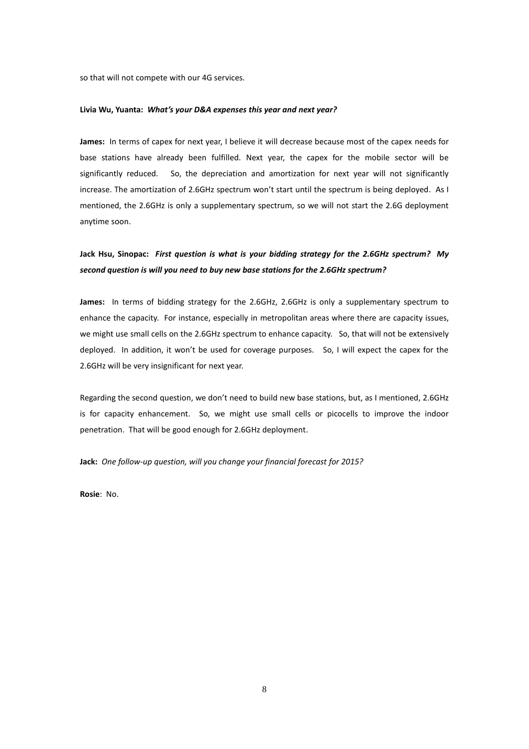so that will not compete with our 4G services.

**Livia Wu, Yuanta:** ***What's your D&A expenses this year and next year?***

**James:** In terms of capex for next year, I believe it will decrease because most of the capex needs for base stations have already been fulfilled. Next year, the capex for the mobile sector will be significantly reduced. So, the depreciation and amortization for next year will not significantly increase. The amortization of 2.6GHz spectrum won't start until the spectrum is being deployed. As I mentioned, the 2.6GHz is only a supplementary spectrum, so we will not start the 2.6G deployment anytime soon.

**Jack Hsu, Sinopac:** ***First question is what is your bidding strategy for the 2.6GHz spectrum? My second question is will you need to buy new base stations for the 2.6GHz spectrum?***

**James:** In terms of bidding strategy for the 2.6GHz, 2.6GHz is only a supplementary spectrum to enhance the capacity. For instance, especially in metropolitan areas where there are capacity issues, we might use small cells on the 2.6GHz spectrum to enhance capacity. So, that will not be extensively deployed. In addition, it won't be used for coverage purposes. So, I will expect the capex for the 2.6GHz will be very insignificant for next year.

Regarding the second question, we don't need to build new base stations, but, as I mentioned, 2.6GHz is for capacity enhancement. So, we might use small cells or picocells to improve the indoor penetration. That will be good enough for 2.6GHz deployment.

**Jack:** *One follow-up question, will you change your financial forecast for 2015?*

**Rosie**: No.